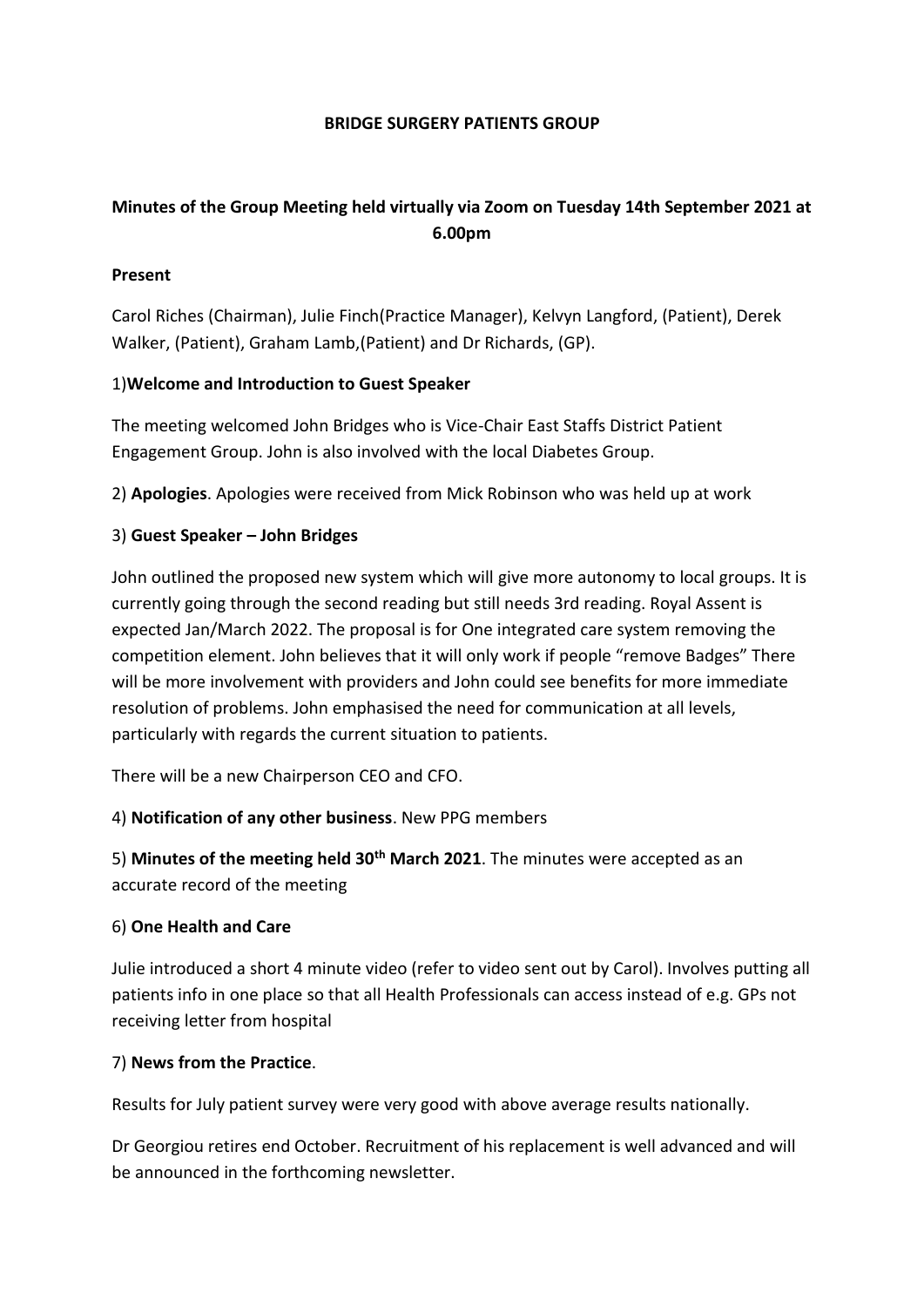**BRIDGE SURGERY PATIENTS GROUP**

**Minutes of the Group Meeting held virtually via Zoom on Tuesday 14th September 2021 at 6.00pm**

**Present**

Carol Riches (Chairman), Julie Finch(Practice Manager), Kelvyn Langford, (Patient), Derek Walker, (Patient), Graham Lamb,(Patient) and Dr Richards, (GP).

1)**Welcome and Introduction to Guest Speaker**

The meeting welcomed John Bridges who is Vice-Chair East Staffs District Patient Engagement Group. John is also involved with the local Diabetes Group.

2) **Apologies**. Apologies were received from Mick Robinson who was held up at work

3) **Guest Speaker – John Bridges**

John outlined the proposed new system which will give more autonomy to local groups. It is currently going through the second reading but still needs 3rd reading. Royal Assent is expected Jan/March 2022. The proposal is for One integrated care system removing the competition element. John believes that it will only work if people "remove Badges" There will be more involvement with providers and John could see benefits for more immediate resolution of problems. John emphasised the need for communication at all levels, particularly with regards the current situation to patients.

There will be a new Chairperson CEO and CFO.

4) **Notification of any other business**. New PPG members

5) **Minutes of the meeting held 30th March 2021**. The minutes were accepted as an accurate record of the meeting

6) **One Health and Care**

Julie introduced a short 4 minute video (refer to video sent out by Carol). Involves putting all patients info in one place so that all Health Professionals can access instead of e.g. GPs not receiving letter from hospital

7) **News from the Practice**.

Results for July patient survey were very good with above average results nationally.

Dr Georgiou retires end October. Recruitment of his replacement is well advanced and will be announced in the forthcoming newsletter.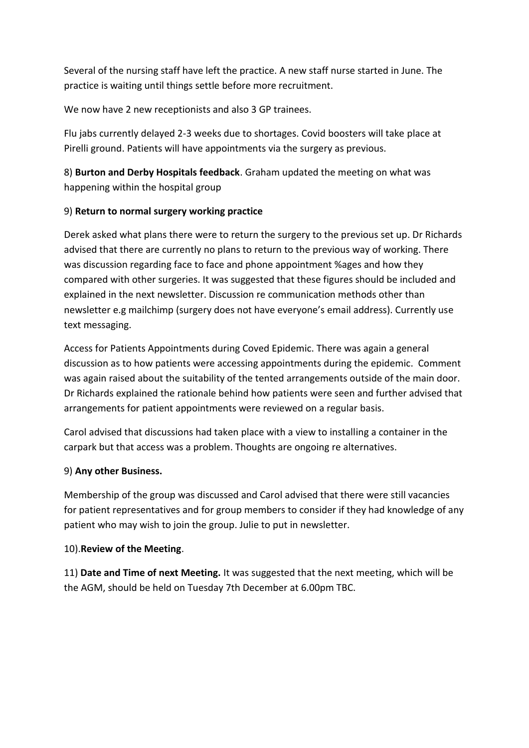Several of the nursing staff have left the practice. A new staff nurse started in June. The practice is waiting until things settle before more recruitment.

We now have 2 new receptionists and also 3 GP trainees.

Flu jabs currently delayed 2-3 weeks due to shortages. Covid boosters will take place at Pirelli ground. Patients will have appointments via the surgery as previous.

8) **Burton and Derby Hospitals feedback**. Graham updated the meeting on what was happening within the hospital group

9) **Return to normal surgery working practice**

Derek asked what plans there were to return the surgery to the previous set up. Dr Richards advised that there are currently no plans to return to the previous way of working. There was discussion regarding face to face and phone appointment %ages and how they compared with other surgeries. It was suggested that these figures should be included and explained in the next newsletter. Discussion re communication methods other than newsletter e.g mailchimp (surgery does not have everyone's email address). Currently use text messaging.

Access for Patients Appointments during Coved Epidemic. There was again a general discussion as to how patients were accessing appointments during the epidemic. Comment was again raised about the suitability of the tented arrangements outside of the main door. Dr Richards explained the rationale behind how patients were seen and further advised that arrangements for patient appointments were reviewed on a regular basis.

Carol advised that discussions had taken place with a view to installing a container in the carpark but that access was a problem. Thoughts are ongoing re alternatives.

9) **Any other Business.**

Membership of the group was discussed and Carol advised that there were still vacancies for patient representatives and for group members to consider if they had knowledge of any patient who may wish to join the group. Julie to put in newsletter.

10).**Review of the Meeting**.

11) **Date and Time of next Meeting.** It was suggested that the next meeting, which will be the AGM, should be held on Tuesday 7th December at 6.00pm TBC.